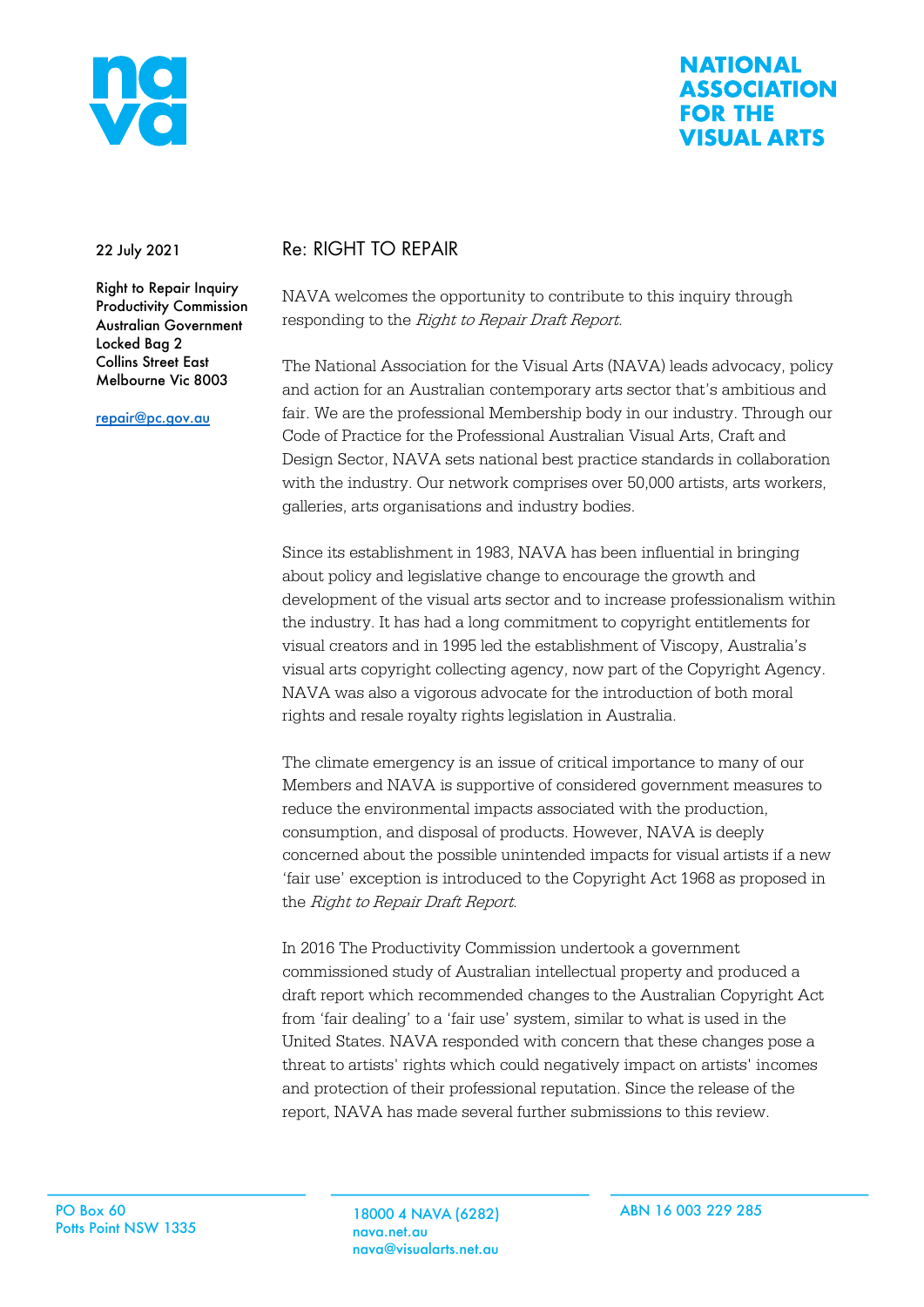# NATIONAL ASSOCIATION FOR THE VISUAL ARTS

22 July 2021

Right to Repair Inquiry
Productivity Commission
Australian Government
Locked Bag 2
Collins Street East
Melbourne Vic 8003

repair@pc.gov.au

## Re: RIGHT TO REPAIR

NAVA welcomes the opportunity to contribute to this inquiry through responding to the *Right to Repair Draft Report*.

The National Association for the Visual Arts (NAVA) leads advocacy, policy and action for an Australian contemporary arts sector that's ambitious and fair. We are the professional Membership body in our industry. Through our Code of Practice for the Professional Australian Visual Arts, Craft and Design Sector, NAVA sets national best practice standards in collaboration with the industry. Our network comprises over 50,000 artists, arts workers, galleries, arts organisations and industry bodies.

Since its establishment in 1983, NAVA has been influential in bringing about policy and legislative change to encourage the growth and development of the visual arts sector and to increase professionalism within the industry. It has had a long commitment to copyright entitlements for visual creators and in 1995 led the establishment of Viscopy, Australia's visual arts copyright collecting agency, now part of the Copyright Agency. NAVA was also a vigorous advocate for the introduction of both moral rights and resale royalty rights legislation in Australia.

The climate emergency is an issue of critical importance to many of our Members and NAVA is supportive of considered government measures to reduce the environmental impacts associated with the production, consumption, and disposal of products. However, NAVA is deeply concerned about the possible unintended impacts for visual artists if a new 'fair use' exception is introduced to the Copyright Act 1968 as proposed in the *Right to Repair Draft Report*.

In 2016 The Productivity Commission undertook a government commissioned study of Australian intellectual property and produced a draft report which recommended changes to the Australian Copyright Act from 'fair dealing' to a 'fair use' system, similar to what is used in the United States. NAVA responded with concern that these changes pose a threat to artists' rights which could negatively impact on artists' incomes and protection of their professional reputation. Since the release of the report, NAVA has made several further submissions to this review.

PO Box 60
Potts Point NSW 1335

18000 4 NAVA (6282)
nava.net.au
nava@visualarts.net.au

ABN 16 003 229 285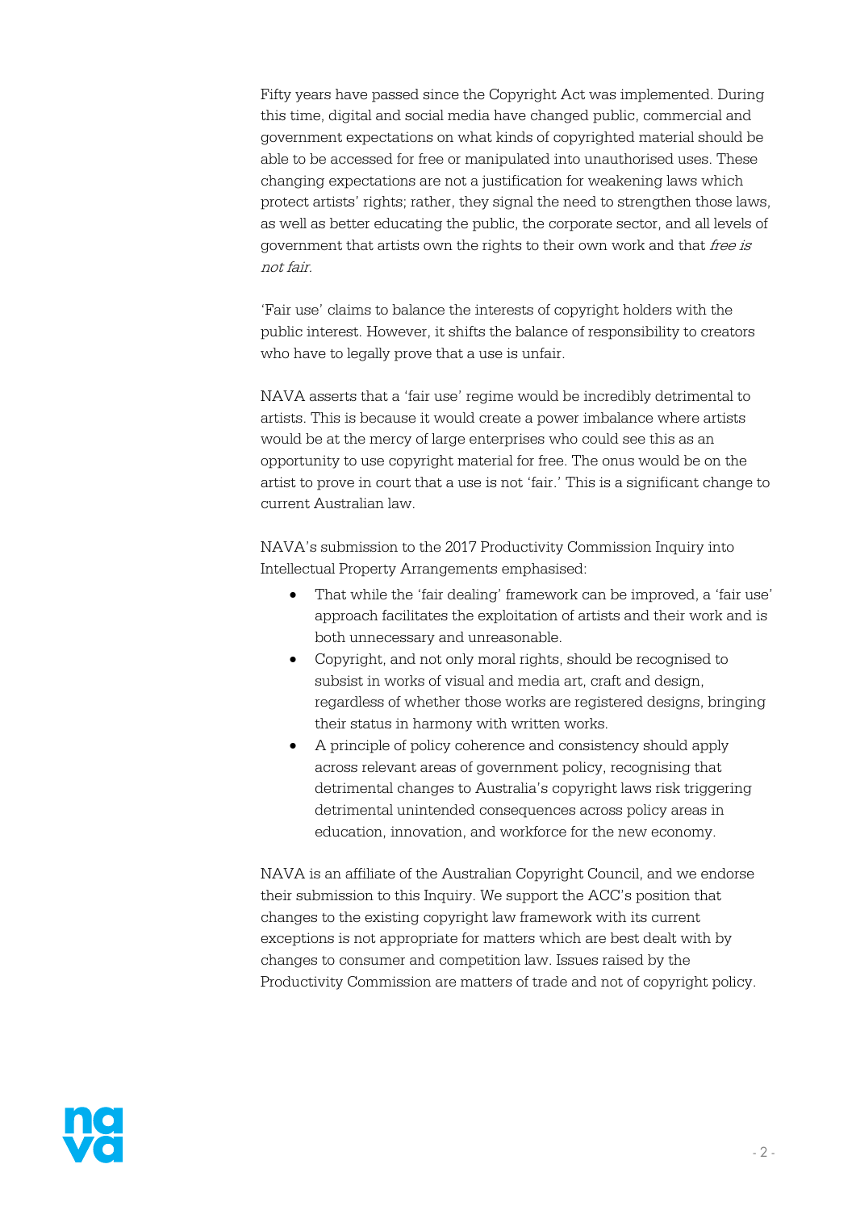Fifty years have passed since the Copyright Act was implemented. During this time, digital and social media have changed public, commercial and government expectations on what kinds of copyrighted material should be able to be accessed for free or manipulated into unauthorised uses. These changing expectations are not a justification for weakening laws which protect artists' rights; rather, they signal the need to strengthen those laws, as well as better educating the public, the corporate sector, and all levels of government that artists own the rights to their own work and that *free is not fair*.

'Fair use' claims to balance the interests of copyright holders with the public interest. However, it shifts the balance of responsibility to creators who have to legally prove that a use is unfair.

NAVA asserts that a 'fair use' regime would be incredibly detrimental to artists. This is because it would create a power imbalance where artists would be at the mercy of large enterprises who could see this as an opportunity to use copyright material for free. The onus would be on the artist to prove in court that a use is not 'fair.' This is a significant change to current Australian law.

NAVA's submission to the 2017 Productivity Commission Inquiry into Intellectual Property Arrangements emphasised:

- That while the 'fair dealing' framework can be improved, a 'fair use' approach facilitates the exploitation of artists and their work and is both unnecessary and unreasonable.
- Copyright, and not only moral rights, should be recognised to subsist in works of visual and media art, craft and design, regardless of whether those works are registered designs, bringing their status in harmony with written works.
- A principle of policy coherence and consistency should apply across relevant areas of government policy, recognising that detrimental changes to Australia's copyright laws risk triggering detrimental unintended consequences across policy areas in education, innovation, and workforce for the new economy.

NAVA is an affiliate of the Australian Copyright Council, and we endorse their submission to this Inquiry. We support the ACC's position that changes to the existing copyright law framework with its current exceptions is not appropriate for matters which are best dealt with by changes to consumer and competition law. Issues raised by the Productivity Commission are matters of trade and not of copyright policy.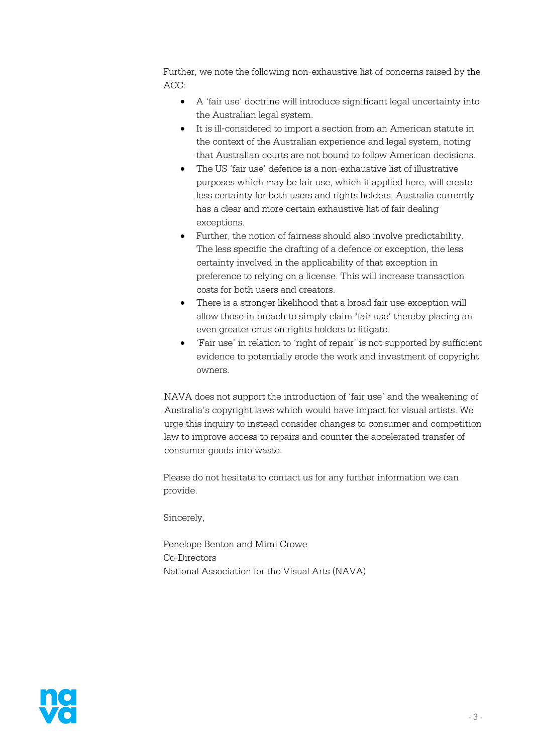Further, we note the following non-exhaustive list of concerns raised by the ACC:

- A 'fair use' doctrine will introduce significant legal uncertainty into the Australian legal system.
- It is ill-considered to import a section from an American statute in the context of the Australian experience and legal system, noting that Australian courts are not bound to follow American decisions.
- The US 'fair use' defence is a non-exhaustive list of illustrative purposes which may be fair use, which if applied here, will create less certainty for both users and rights holders. Australia currently has a clear and more certain exhaustive list of fair dealing exceptions.
- Further, the notion of fairness should also involve predictability. The less specific the drafting of a defence or exception, the less certainty involved in the applicability of that exception in preference to relying on a license. This will increase transaction costs for both users and creators.
- There is a stronger likelihood that a broad fair use exception will allow those in breach to simply claim 'fair use' thereby placing an even greater onus on rights holders to litigate.
- 'Fair use' in relation to 'right of repair' is not supported by sufficient evidence to potentially erode the work and investment of copyright owners.

NAVA does not support the introduction of 'fair use' and the weakening of Australia's copyright laws which would have impact for visual artists. We urge this inquiry to instead consider changes to consumer and competition law to improve access to repairs and counter the accelerated transfer of consumer goods into waste.

Please do not hesitate to contact us for any further information we can provide.

Sincerely,

Penelope Benton and Mimi Crowe
Co-Directors
National Association for the Visual Arts (NAVA)